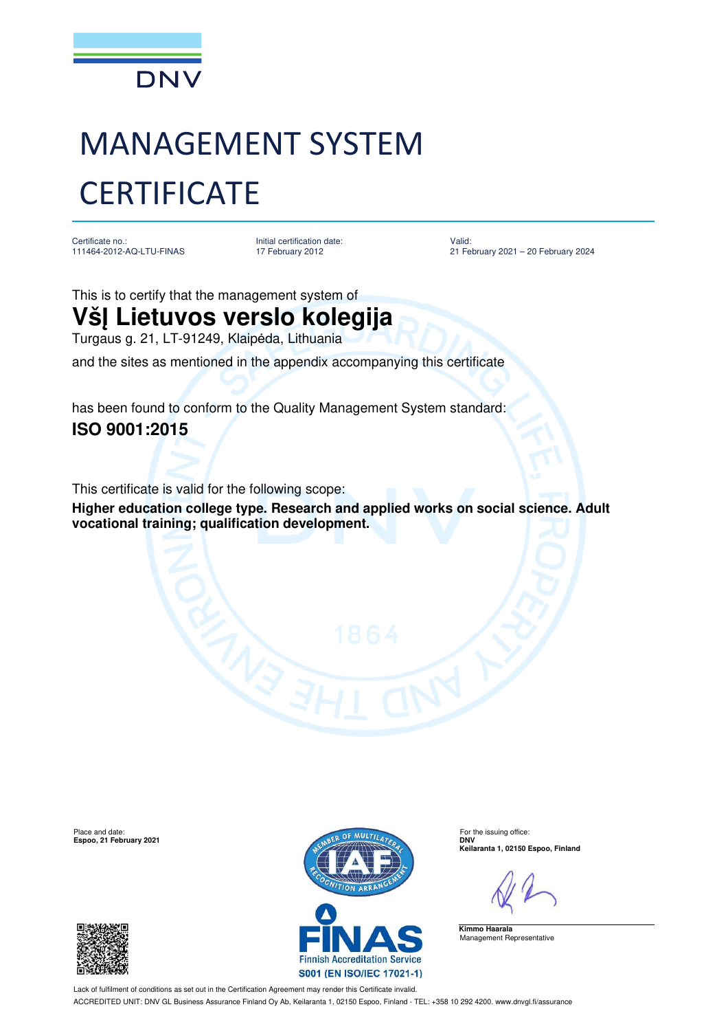DNV

# MANAGEMENT SYSTEM CERTIFICATE

Certificate no.:
111464-2012-AQ-LTU-FINAS

Initial certification date:
17 February 2012

Valid:
21 February 2021 – 20 February 2024

This is to certify that the management system of

## VšĮ Lietuvos verslo kolegija

Turgaus g. 21, LT-91249, Klaipėda, Lithuania

and the sites as mentioned in the appendix accompanying this certificate

has been found to conform to the Quality Management System standard:

**ISO 9001:2015**

This certificate is valid for the following scope:

**Higher education college type. Research and applied works on social science. Adult vocational training; qualification development.**

Place and date:
**Espoo, 21 February 2021**

For the issuing office:
**DNV**
**Keilaranta 1, 02150 Espoo, Finland**

**Kimmo Haarala**
Management Representative

FINAS
Finnish Accreditation Service
S001 (EN ISO/IEC 17021-1)

Lack of fulfilment of conditions as set out in the Certification Agreement may render this Certificate invalid.

ACCREDITED UNIT: DNV GL Business Assurance Finland Oy Ab, Keilaranta 1, 02150 Espoo, Finland - TEL: +358 10 292 4200. www.dnvgl.fi/assurance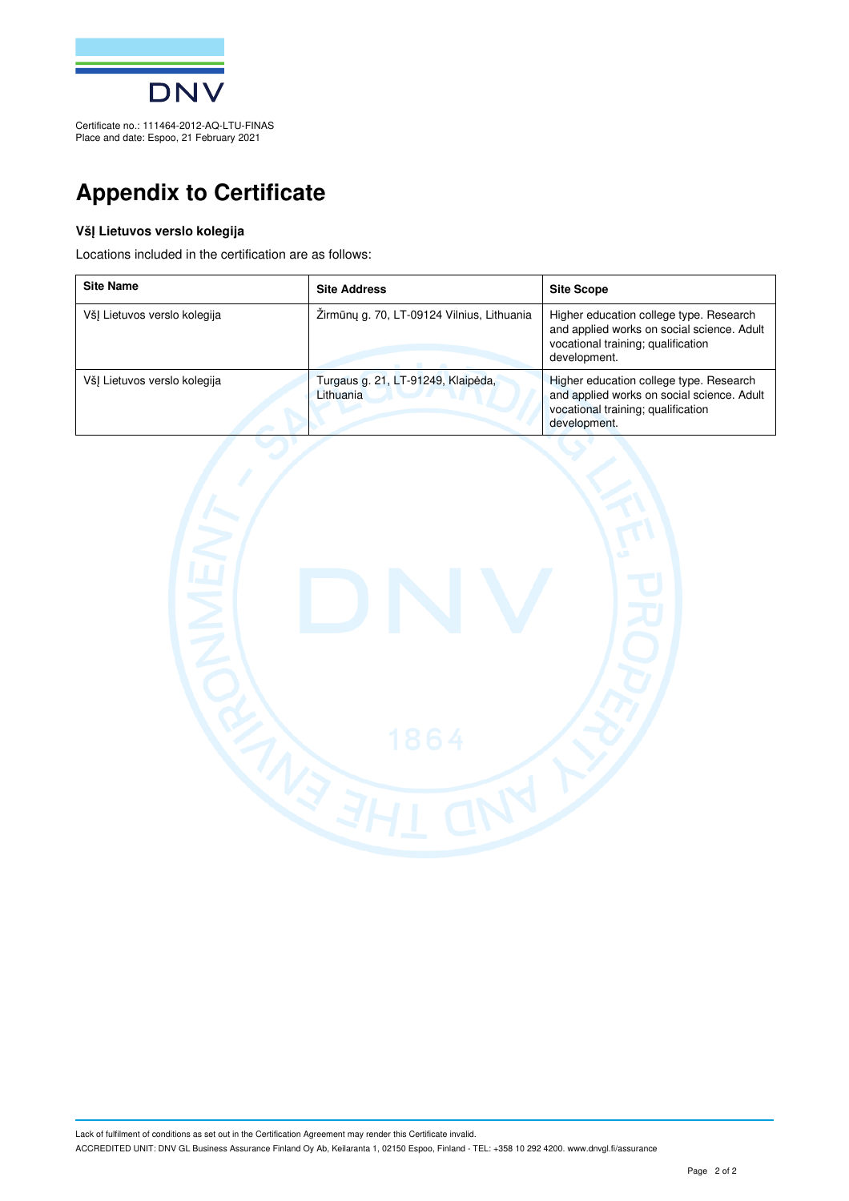Certificate no.: 111464-2012-AQ-LTU-FINAS
Place and date: Espoo, 21 February 2021

# Appendix to Certificate

**VšĮ Lietuvos verslo kolegija**

Locations included in the certification are as follows:

| Site Name | Site Address | Site Scope |
|---|---|---|
| VšĮ Lietuvos verslo kolegija | Žirmūnų g. 70, LT-09124 Vilnius, Lithuania | Higher education college type. Research and applied works on social science. Adult vocational training; qualification development. |
| VšĮ Lietuvos verslo kolegija | Turgaus g. 21, LT-91249, Klaipėda, Lithuania | Higher education college type. Research and applied works on social science. Adult vocational training; qualification development. |

Lack of fulfilment of conditions as set out in the Certification Agreement may render this Certificate invalid.

ACCREDITED UNIT: DNV GL Business Assurance Finland Oy Ab, Keilaranta 1, 02150 Espoo, Finland - TEL: +358 10 292 4200. www.dnvgl.fi/assurance